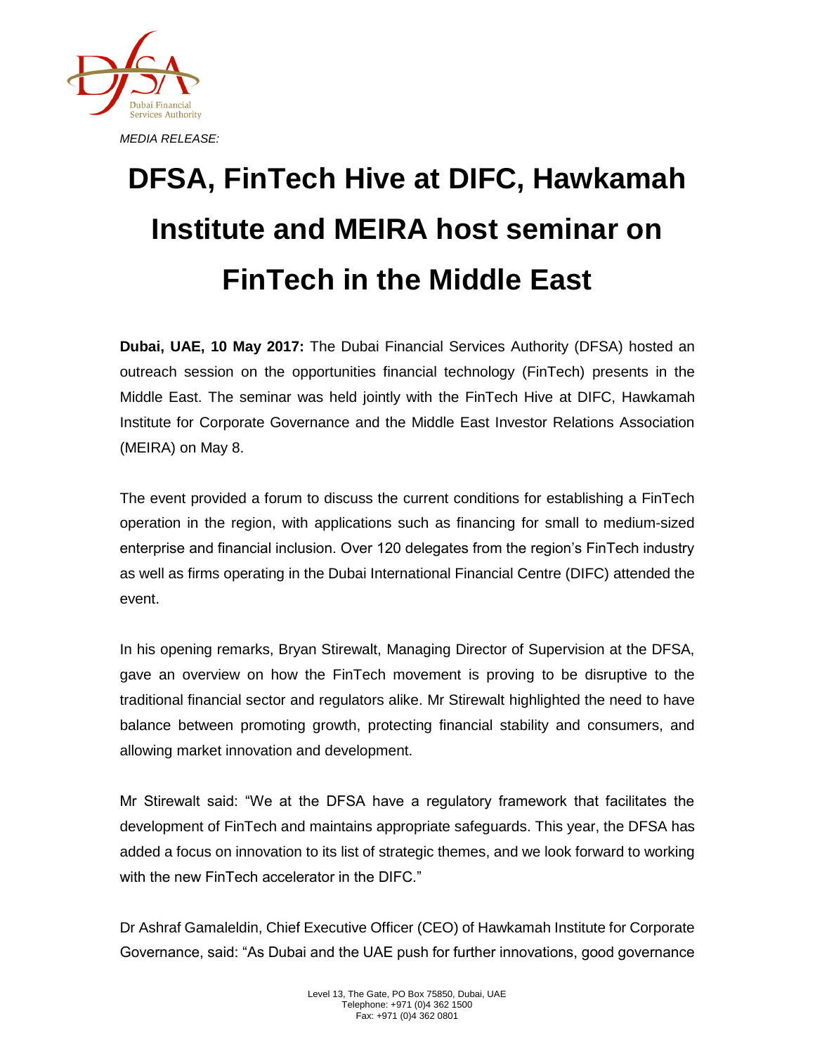*MEDIA RELEASE:*

# DFSA, FinTech Hive at DIFC, Hawkamah Institute and MEIRA host seminar on FinTech in the Middle East

**Dubai, UAE, 10 May 2017:** The Dubai Financial Services Authority (DFSA) hosted an outreach session on the opportunities financial technology (FinTech) presents in the Middle East. The seminar was held jointly with the FinTech Hive at DIFC, Hawkamah Institute for Corporate Governance and the Middle East Investor Relations Association (MEIRA) on May 8.

The event provided a forum to discuss the current conditions for establishing a FinTech operation in the region, with applications such as financing for small to medium-sized enterprise and financial inclusion. Over 120 delegates from the region's FinTech industry as well as firms operating in the Dubai International Financial Centre (DIFC) attended the event.

In his opening remarks, Bryan Stirewalt, Managing Director of Supervision at the DFSA, gave an overview on how the FinTech movement is proving to be disruptive to the traditional financial sector and regulators alike. Mr Stirewalt highlighted the need to have balance between promoting growth, protecting financial stability and consumers, and allowing market innovation and development.

Mr Stirewalt said: "We at the DFSA have a regulatory framework that facilitates the development of FinTech and maintains appropriate safeguards. This year, the DFSA has added a focus on innovation to its list of strategic themes, and we look forward to working with the new FinTech accelerator in the DIFC."

Dr Ashraf Gamaleldin, Chief Executive Officer (CEO) of Hawkamah Institute for Corporate Governance, said: "As Dubai and the UAE push for further innovations, good governance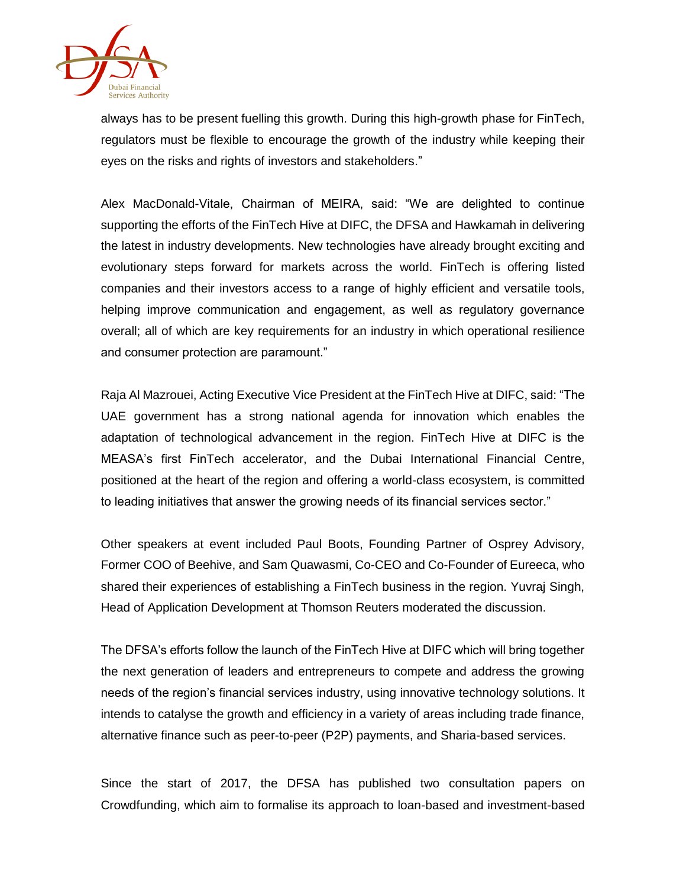always has to be present fuelling this growth. During this high-growth phase for FinTech, regulators must be flexible to encourage the growth of the industry while keeping their eyes on the risks and rights of investors and stakeholders."

Alex MacDonald-Vitale, Chairman of MEIRA, said: "We are delighted to continue supporting the efforts of the FinTech Hive at DIFC, the DFSA and Hawkamah in delivering the latest in industry developments. New technologies have already brought exciting and evolutionary steps forward for markets across the world. FinTech is offering listed companies and their investors access to a range of highly efficient and versatile tools, helping improve communication and engagement, as well as regulatory governance overall; all of which are key requirements for an industry in which operational resilience and consumer protection are paramount."

Raja Al Mazrouei, Acting Executive Vice President at the FinTech Hive at DIFC, said: "The UAE government has a strong national agenda for innovation which enables the adaptation of technological advancement in the region. FinTech Hive at DIFC is the MEASA's first FinTech accelerator, and the Dubai International Financial Centre, positioned at the heart of the region and offering a world-class ecosystem, is committed to leading initiatives that answer the growing needs of its financial services sector."

Other speakers at event included Paul Boots, Founding Partner of Osprey Advisory, Former COO of Beehive, and Sam Quawasmi, Co-CEO and Co-Founder of Eureeca, who shared their experiences of establishing a FinTech business in the region. Yuvraj Singh, Head of Application Development at Thomson Reuters moderated the discussion.

The DFSA's efforts follow the launch of the FinTech Hive at DIFC which will bring together the next generation of leaders and entrepreneurs to compete and address the growing needs of the region's financial services industry, using innovative technology solutions. It intends to catalyse the growth and efficiency in a variety of areas including trade finance, alternative finance such as peer-to-peer (P2P) payments, and Sharia-based services.

Since the start of 2017, the DFSA has published two consultation papers on Crowdfunding, which aim to formalise its approach to loan-based and investment-based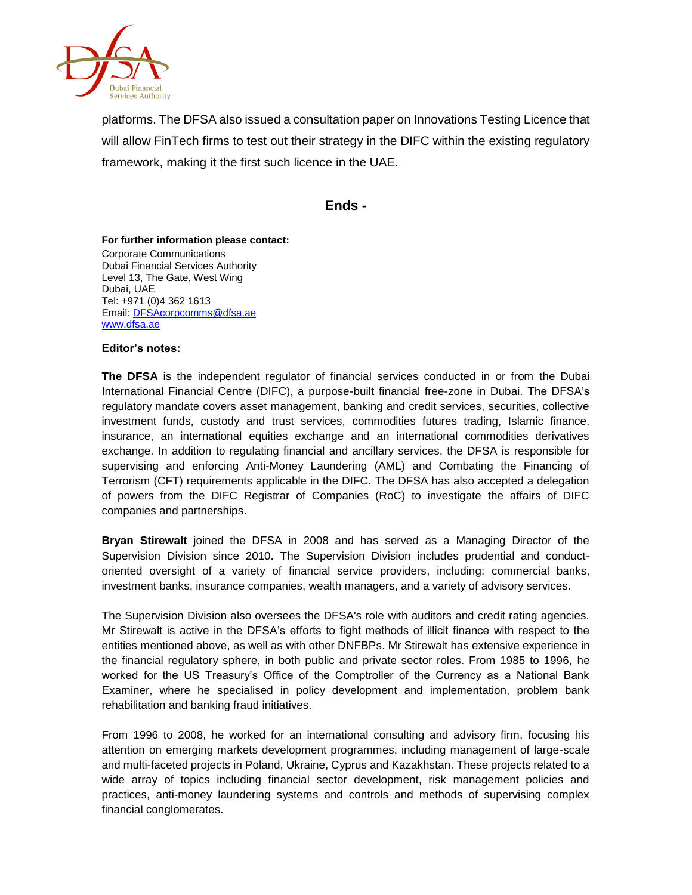platforms. The DFSA also issued a consultation paper on Innovations Testing Licence that will allow FinTech firms to test out their strategy in the DIFC within the existing regulatory framework, making it the first such licence in the UAE.

**Ends -**

**For further information please contact:**
Corporate Communications
Dubai Financial Services Authority
Level 13, The Gate, West Wing
Dubai, UAE
Tel: +971 (0)4 362 1613
Email: DFSAcorpcomms@dfsa.ae
www.dfsa.ae

**Editor's notes:**

**The DFSA** is the independent regulator of financial services conducted in or from the Dubai International Financial Centre (DIFC), a purpose-built financial free-zone in Dubai. The DFSA's regulatory mandate covers asset management, banking and credit services, securities, collective investment funds, custody and trust services, commodities futures trading, Islamic finance, insurance, an international equities exchange and an international commodities derivatives exchange. In addition to regulating financial and ancillary services, the DFSA is responsible for supervising and enforcing Anti-Money Laundering (AML) and Combating the Financing of Terrorism (CFT) requirements applicable in the DIFC. The DFSA has also accepted a delegation of powers from the DIFC Registrar of Companies (RoC) to investigate the affairs of DIFC companies and partnerships.

**Bryan Stirewalt** joined the DFSA in 2008 and has served as a Managing Director of the Supervision Division since 2010. The Supervision Division includes prudential and conduct-oriented oversight of a variety of financial service providers, including: commercial banks, investment banks, insurance companies, wealth managers, and a variety of advisory services.

The Supervision Division also oversees the DFSA's role with auditors and credit rating agencies. Mr Stirewalt is active in the DFSA's efforts to fight methods of illicit finance with respect to the entities mentioned above, as well as with other DNFBPs. Mr Stirewalt has extensive experience in the financial regulatory sphere, in both public and private sector roles. From 1985 to 1996, he worked for the US Treasury's Office of the Comptroller of the Currency as a National Bank Examiner, where he specialised in policy development and implementation, problem bank rehabilitation and banking fraud initiatives.

From 1996 to 2008, he worked for an international consulting and advisory firm, focusing his attention on emerging markets development programmes, including management of large-scale and multi-faceted projects in Poland, Ukraine, Cyprus and Kazakhstan. These projects related to a wide array of topics including financial sector development, risk management policies and practices, anti-money laundering systems and controls and methods of supervising complex financial conglomerates.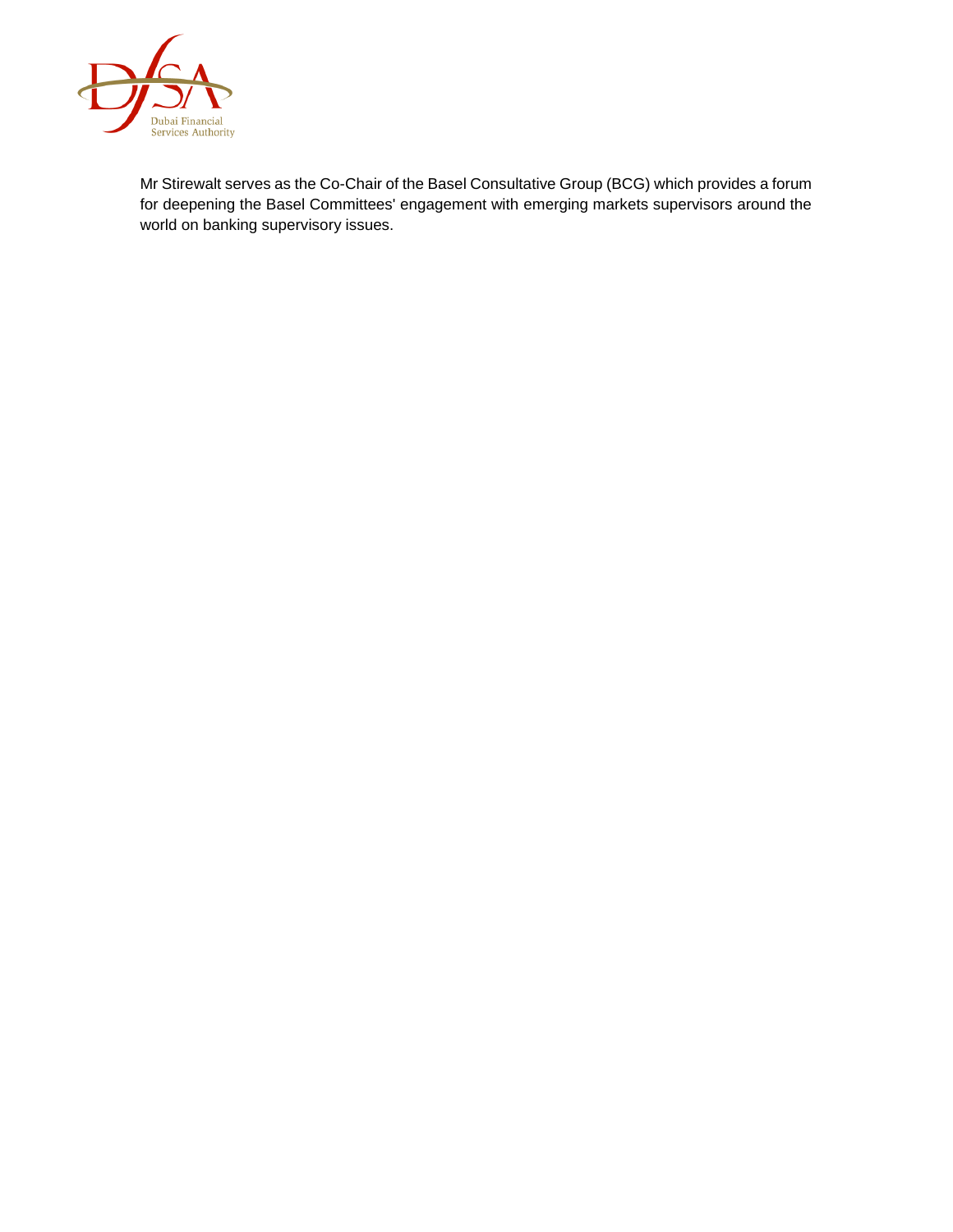Mr Stirewalt serves as the Co-Chair of the Basel Consultative Group (BCG) which provides a forum for deepening the Basel Committees' engagement with emerging markets supervisors around the world on banking supervisory issues.